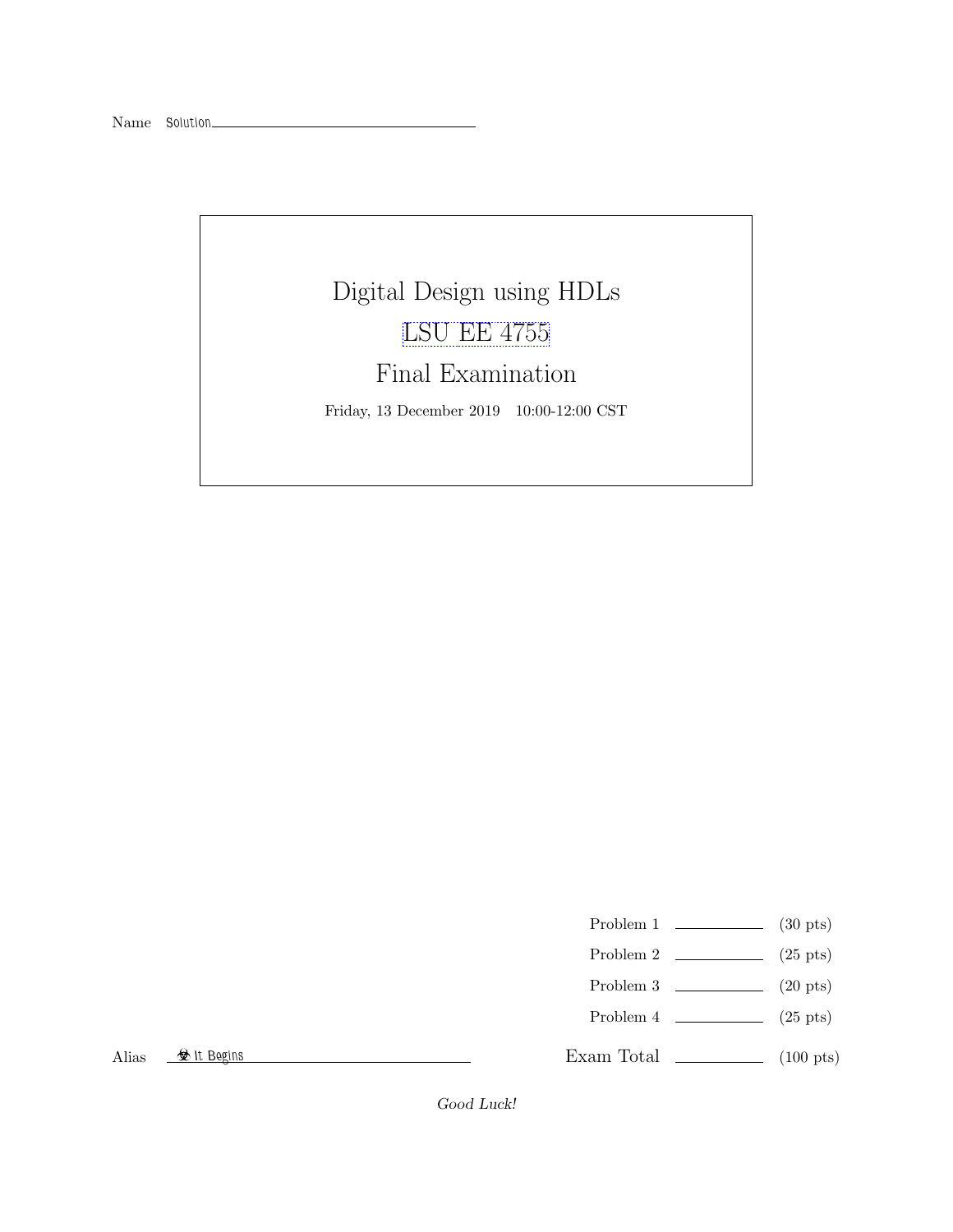Name Solution

# Digital Design using HDLs

## LSU EE 4755

## Final Examination

Friday, 13 December 2019 10:00-12:00 CST

| | | |
|---|---|---|
| Problem 1 | ________ | (30 pts) |
| Problem 2 | ________ | (25 pts) |
| Problem 3 | ________ | (20 pts) |
| Problem 4 | ________ | (25 pts) |
| Exam Total | ________ | (100 pts) |

Alias ☣ It Begins

*Good Luck!*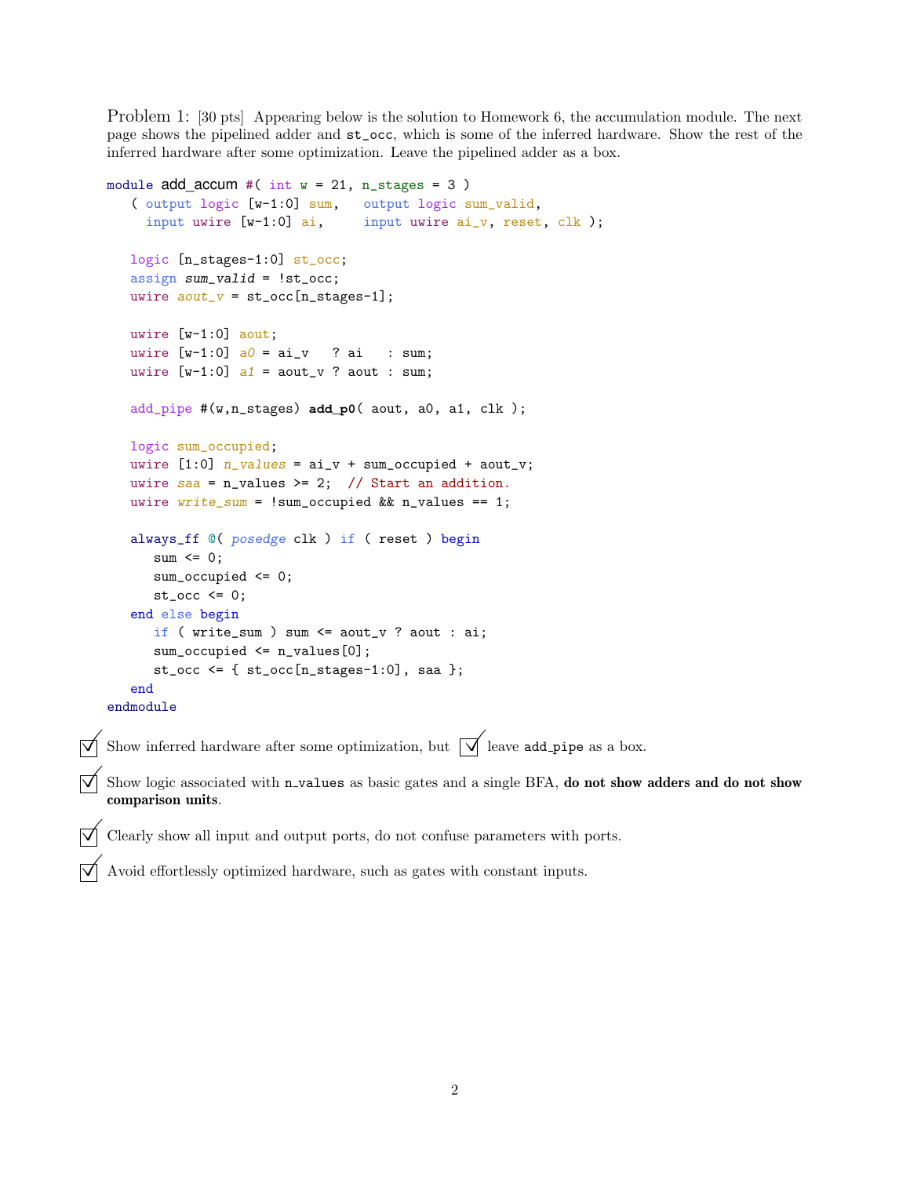Problem 1: [30 pts] Appearing below is the solution to Homework 6, the accumulation module. The next page shows the pipelined adder and `st_occ`, which is some of the inferred hardware. Show the rest of the inferred hardware after some optimization. Leave the pipelined adder as a box.

```
module add_accum #( int w = 21, n_stages = 3 )
   ( output logic [w-1:0] sum,   output logic sum_valid,
     input uwire [w-1:0] ai,     input uwire ai_v, reset, clk );

   logic [n_stages-1:0] st_occ;
   assign sum_valid = !st_occ;
   uwire aout_v = st_occ[n_stages-1];

   uwire [w-1:0] aout;
   uwire [w-1:0] a0 = ai_v   ? ai   : sum;
   uwire [w-1:0] a1 = aout_v ? aout : sum;

   add_pipe #(w,n_stages) add_p0( aout, a0, a1, clk );

   logic sum_occupied;
   uwire [1:0] n_values = ai_v + sum_occupied + aout_v;
   uwire saa = n_values >= 2;  // Start an addition.
   uwire write_sum = !sum_occupied && n_values == 1;

   always_ff @( posedge clk ) if ( reset ) begin
      sum <= 0;
      sum_occupied <= 0;
      st_occ <= 0;
   end else begin
      if ( write_sum ) sum <= aout_v ? aout : ai;
      sum_occupied <= n_values[0];
      st_occ <= { st_occ[n_stages-1:0], saa };
   end
endmodule
```

☑ Show inferred hardware after some optimization, but ☑ leave `add_pipe` as a box.

☑ Show logic associated with `n_values` as basic gates and a single BFA, **do not show adders and do not show comparison units**.

☑ Clearly show all input and output ports, do not confuse parameters with ports.

☑ Avoid effortlessly optimized hardware, such as gates with constant inputs.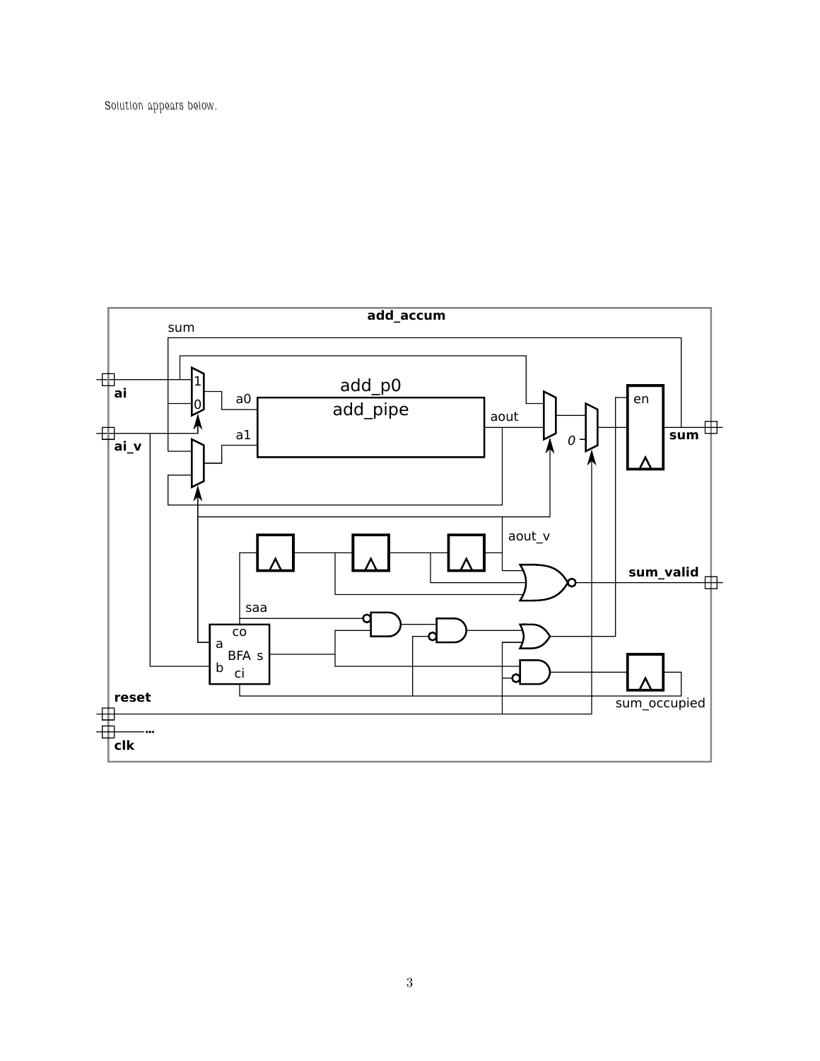Solution appears below.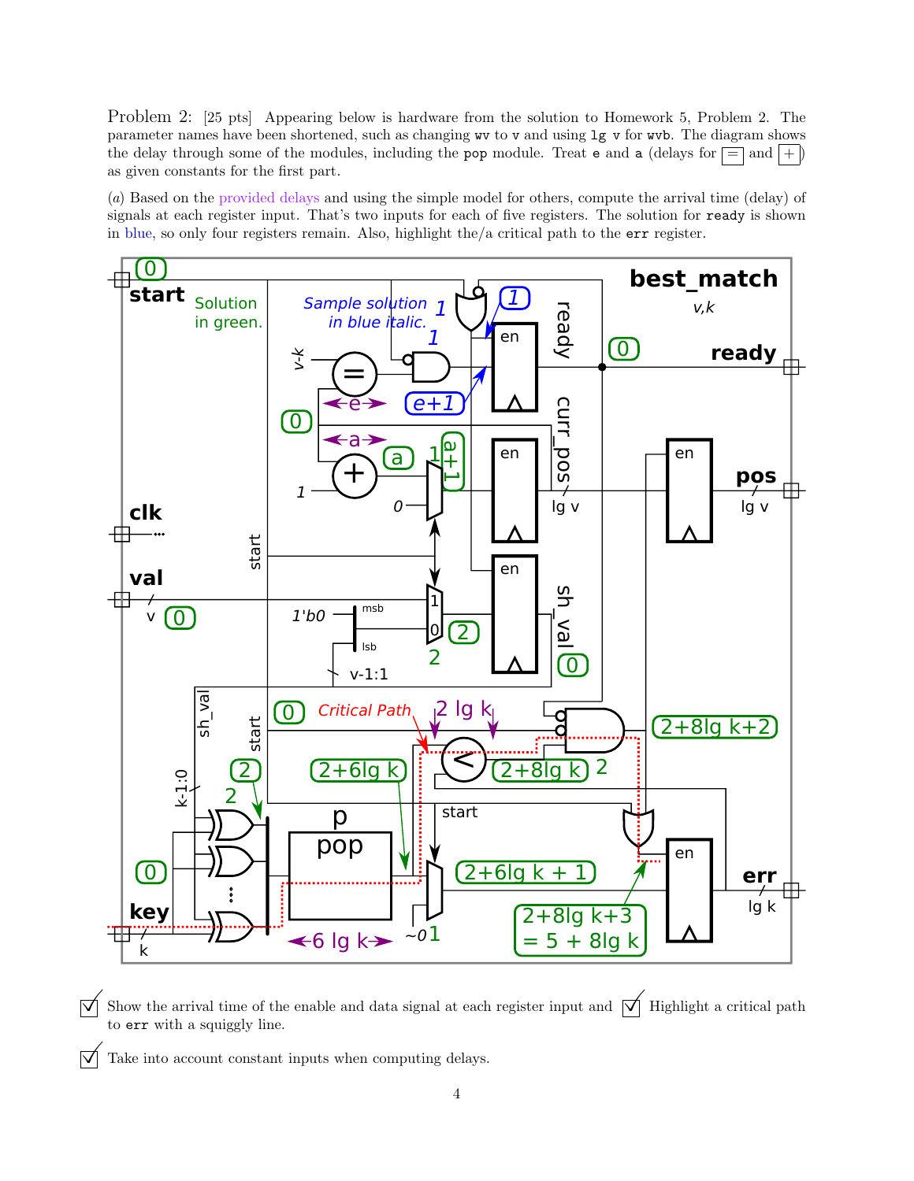Problem 2: [25 pts] Appearing below is hardware from the solution to Homework 5, Problem 2. The parameter names have been shortened, such as changing `wv` to `v` and using `lg v` for `wvb`. The diagram shows the delay through some of the modules, including the `pop` module. Treat `e` and `a` (delays for [=] and [+]) as given constants for the first part.

(*a*) Based on the provided delays and using the simple model for others, compute the arrival time (delay) of signals at each register input. That's two inputs for each of five registers. The solution for `ready` is shown in blue, so only four registers remain. Also, highlight the/a critical path to the `err` register.

☑ Show the arrival time of the enable and data signal at each register input and ☑ Highlight a critical path to `err` with a squiggly line.

☑ Take into account constant inputs when computing delays.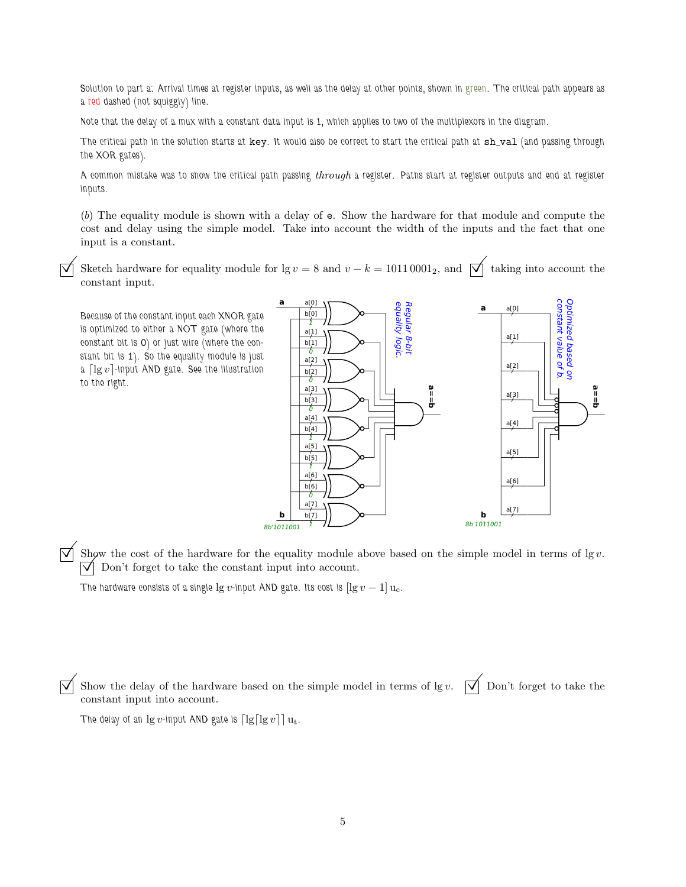Solution to part a: Arrival times at register inputs, as well as the delay at other points, shown in green. The critical path appears as a red dashed (not squiggly) line.

Note that the delay of a mux with a constant data input is 1, which applies to two of the multiplexors in the diagram.

The critical path in the solution starts at `key`. It would also be correct to start the critical path at `sh_val` (and passing through the XOR gates).

A common mistake was to show the critical path passing *through* a register. Paths start at register outputs and end at register inputs.

(*b*) The equality module is shown with a delay of `e`. Show the hardware for that module and compute the cost and delay using the simple model. Take into account the width of the inputs and the fact that one input is a constant.

☑ Sketch hardware for equality module for $\lg v = 8$ and $v - k = 1011\,0001_2$, and ☑ taking into account the constant input.

Because of the constant input each XNOR gate is optimized to either a NOT gate (where the constant bit is 0) or just wire (where the constant bit is 1). So the equality module is just a $\lceil \lg v \rceil$-input AND gate. See the illustration to the right.

☑ Show the cost of the hardware for the equality module above based on the simple model in terms of $\lg v$. ☑ Don't forget to take the constant input into account.

The hardware consists of a single $\lg v$-input AND gate. Its cost is $[\lg v - 1]\,\mathrm{u_c}$.

☑ Show the delay of the hardware based on the simple model in terms of $\lg v$. ☑ Don't forget to take the constant input into account.

The delay of an $\lg v$-input AND gate is $\lceil \lg \lceil \lg v \rceil \rceil\,\mathrm{u_t}$.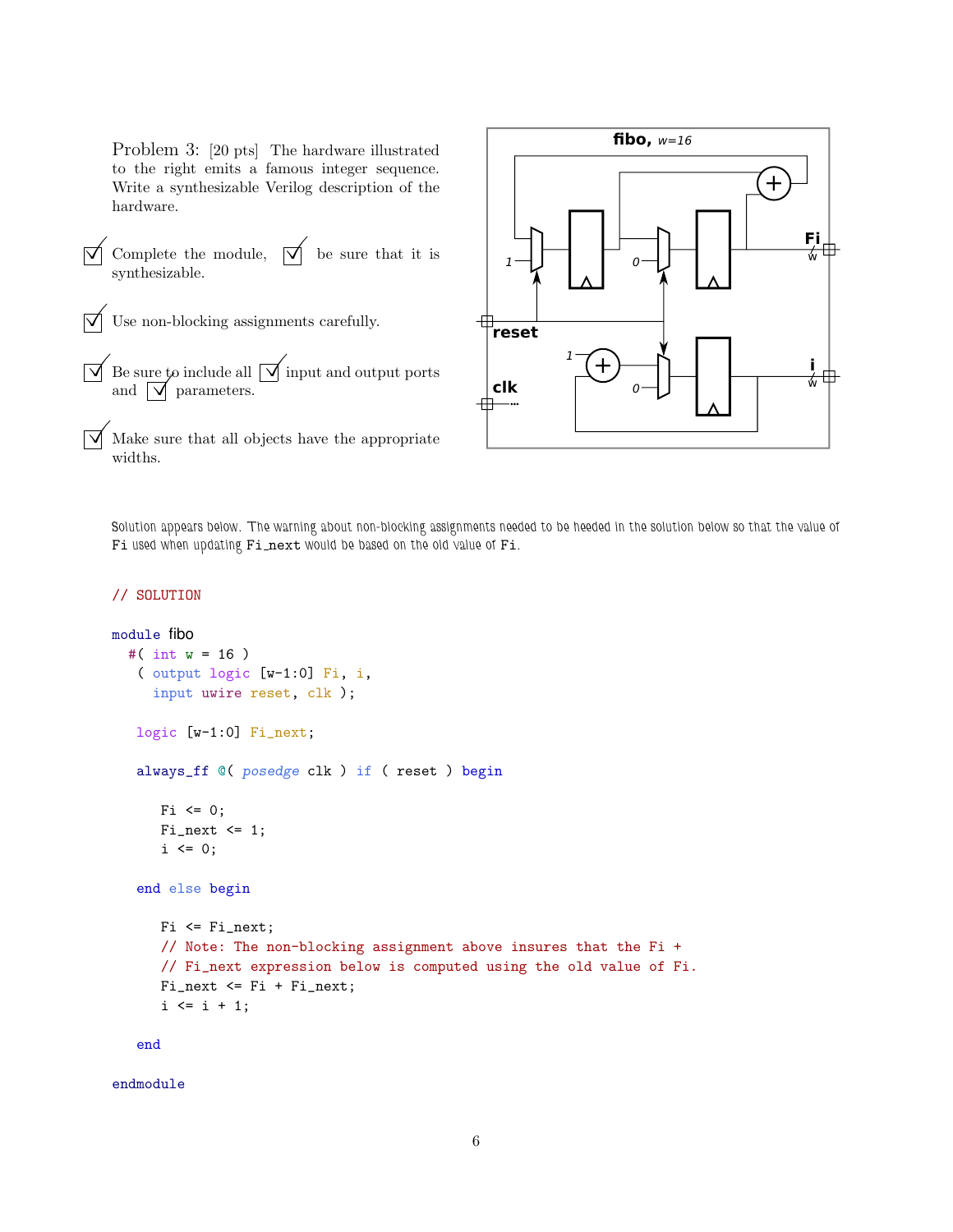Problem 3: [20 pts] The hardware illustrated to the right emits a famous integer sequence. Write a synthesizable Verilog description of the hardware.

- ☑ Complete the module, ☑ be sure that it is synthesizable.
- ☑ Use non-blocking assignments carefully.
- ☑ Be sure to include all ☑ input and output ports and ☑ parameters.
- ☑ Make sure that all objects have the appropriate widths.

Solution appears below. The warning about non-blocking assignments needed to be heeded in the solution below so that the value of `Fi` used when updating `Fi_next` would be based on the old value of `Fi`.

```
// SOLUTION

module fibo
  #( int w = 16 )
   ( output logic [w-1:0] Fi, i,
     input uwire reset, clk );

   logic [w-1:0] Fi_next;

   always_ff @( posedge clk ) if ( reset ) begin

      Fi <= 0;
      Fi_next <= 1;
      i <= 0;

   end else begin

      Fi <= Fi_next;
      // Note: The non-blocking assignment above insures that the Fi +
      // Fi_next expression below is computed using the old value of Fi.
      Fi_next <= Fi + Fi_next;
      i <= i + 1;

   end

endmodule
```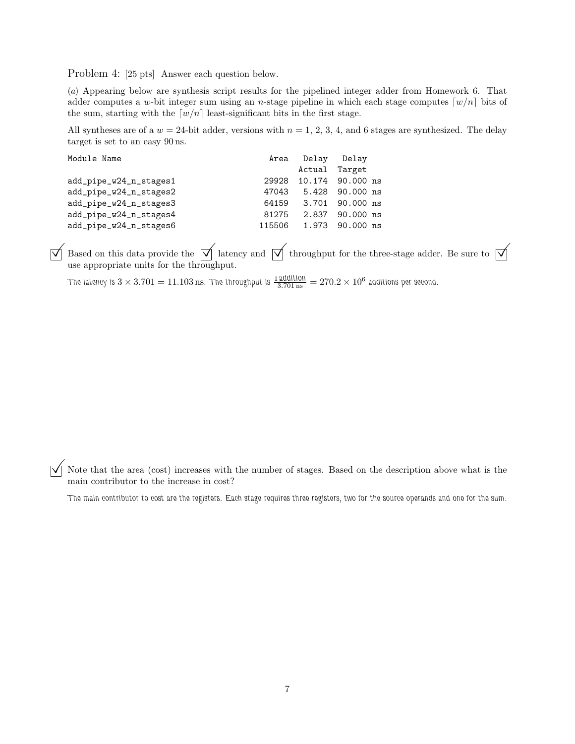Problem 4: [25 pts] Answer each question below.

(*a*) Appearing below are synthesis script results for the pipelined integer adder from Homework 6. That adder computes a $w$-bit integer sum using an $n$-stage pipeline in which each stage computes $\lceil w/n \rceil$ bits of the sum, starting with the $\lceil w/n \rceil$ least-significant bits in the first stage.

All syntheses are of a $w = 24$-bit adder, versions with $n = 1, 2, 3, 4,$ and 6 stages are synthesized. The delay target is set to an easy 90 ns.

```
Module Name                          Area   Delay   Delay
                                            Actual  Target
add_pipe_w24_n_stages1              29928  10.174  90.000 ns
add_pipe_w24_n_stages2              47043   5.428  90.000 ns
add_pipe_w24_n_stages3              64159   3.701  90.000 ns
add_pipe_w24_n_stages4              81275   2.837  90.000 ns
add_pipe_w24_n_stages6             115506   1.973  90.000 ns
```

☑ Based on this data provide the ☑ latency and ☑ throughput for the three-stage adder. Be sure to ☑ use appropriate units for the throughput.

The latency is $3 \times 3.701 = 11.103\,\text{ns}$. The throughput is $\frac{1\,\text{addition}}{3.701\,\text{ns}} = 270.2 \times 10^6$ additions per second.

☑ Note that the area (cost) increases with the number of stages. Based on the description above what is the main contributor to the increase in cost?

The main contributor to cost are the registers. Each stage requires three registers, two for the source operands and one for the sum.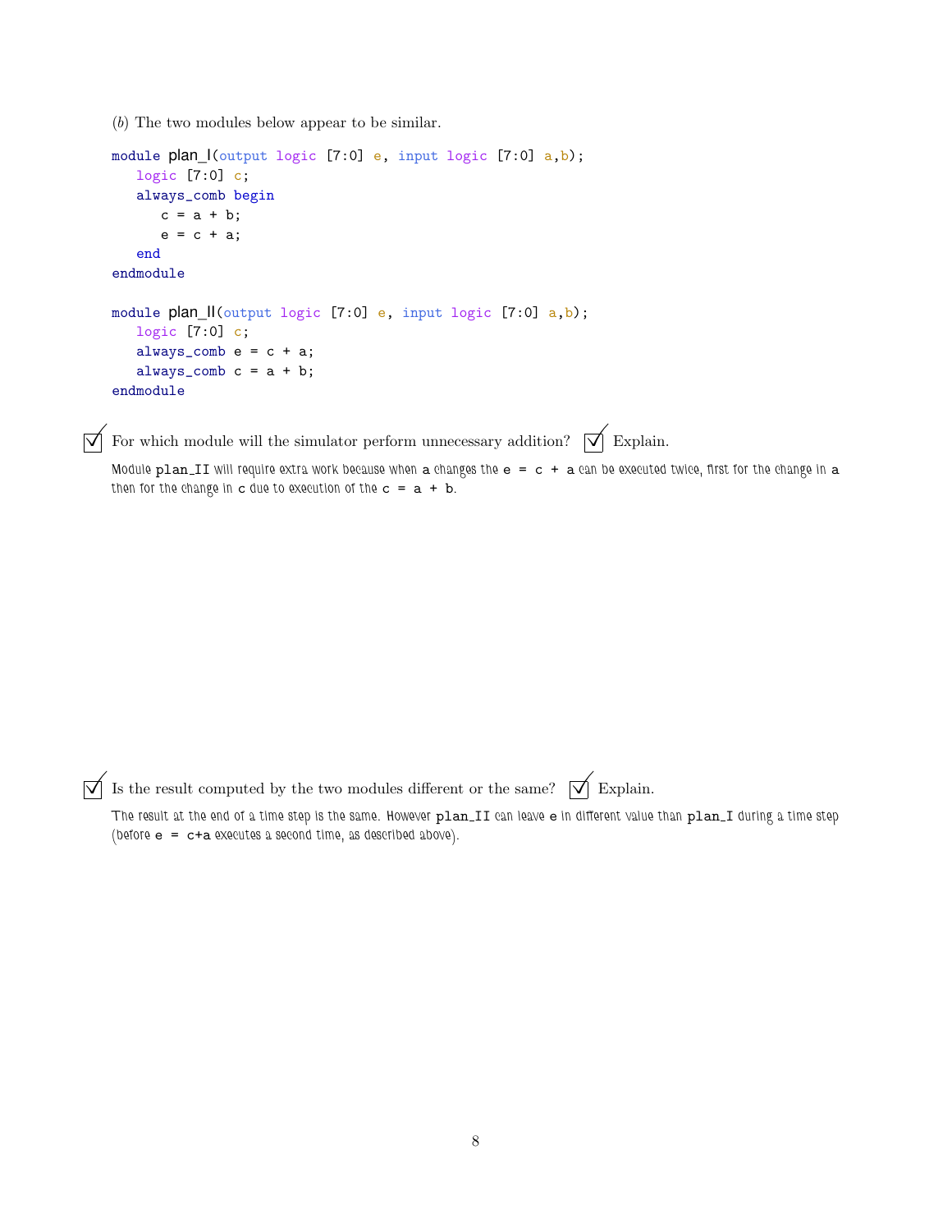(*b*) The two modules below appear to be similar.

```
module plan_I(output logic [7:0] e, input logic [7:0] a,b);
   logic [7:0] c;
   always_comb begin
      c = a + b;
      e = c + a;
   end
endmodule

module plan_II(output logic [7:0] e, input logic [7:0] a,b);
   logic [7:0] c;
   always_comb e = c + a;
   always_comb c = a + b;
endmodule
```

☑ For which module will the simulator perform unnecessary addition? ☑ Explain.

Module `plan_II` will require extra work because when `a` changes the `e = c + a` can be executed twice, first for the change in `a` then for the change in `c` due to execution of the `c = a + b`.

☑ Is the result computed by the two modules different or the same? ☑ Explain.

The result at the end of a time step is the same. However `plan_II` can leave `e` in different value than `plan_I` during a time step (before `e = c+a` executes a second time, as described above).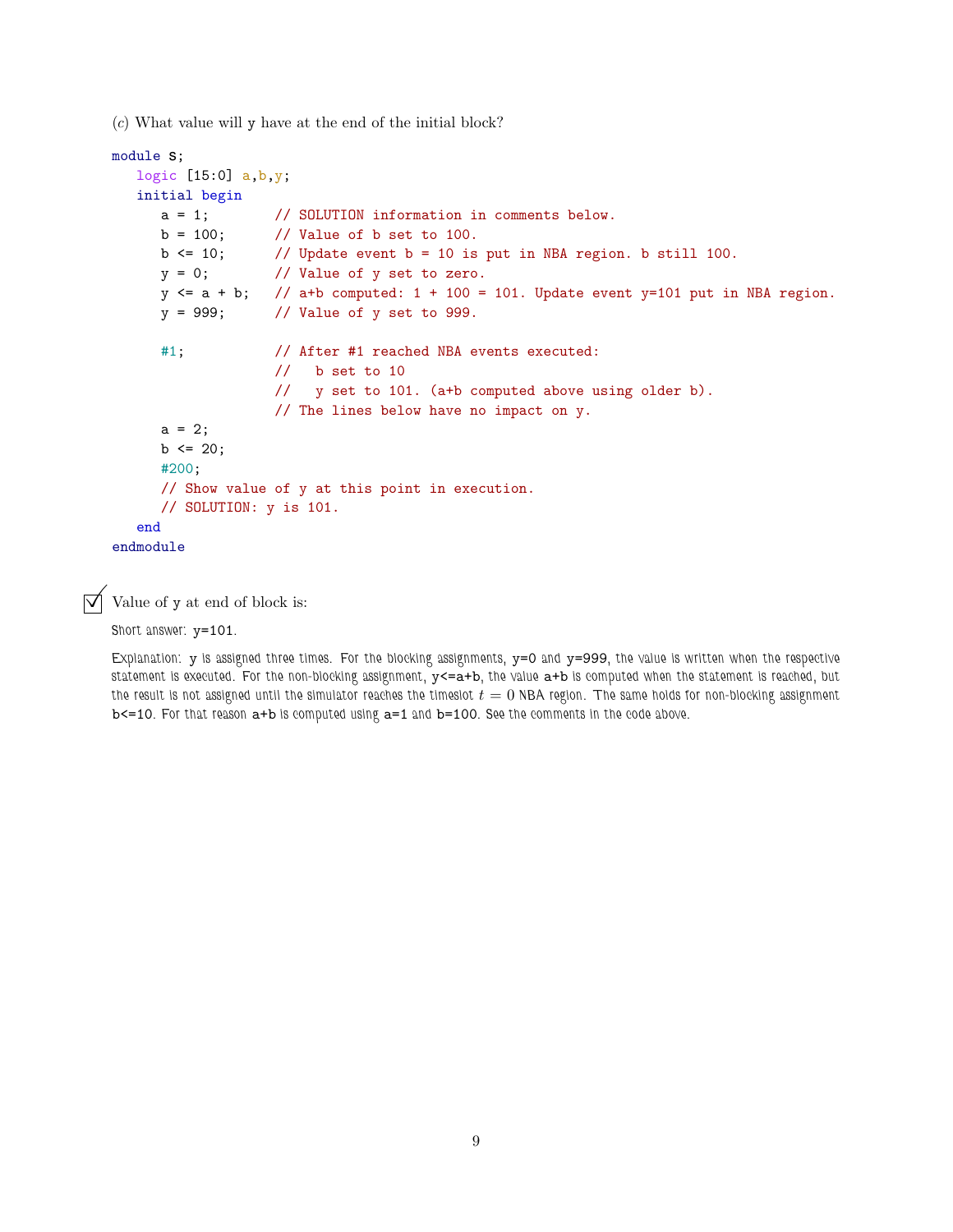(*c*) What value will y have at the end of the initial block?

```
module s;
   logic [15:0] a,b,y;
   initial begin
      a = 1;         // SOLUTION information in comments below.
      b = 100;       // Value of b set to 100.
      b <= 10;       // Update event b = 10 is put in NBA region. b still 100.
      y = 0;         // Value of y set to zero.
      y <= a + b;    // a+b computed: 1 + 100 = 101. Update event y=101 put in NBA region.
      y = 999;       // Value of y set to 999.

      #1;            // After #1 reached NBA events executed:
                     //   b set to 10
                     //   y set to 101. (a+b computed above using older b).
                     // The lines below have no impact on y.
      a = 2;
      b <= 20;
      #200;
      // Show value of y at this point in execution.
      // SOLUTION: y is 101.
   end
endmodule
```

☑ Value of y at end of block is:

Short answer: y=101.

Explanation: y is assigned three times. For the blocking assignments, y=0 and y=999, the value is written when the respective statement is executed. For the non-blocking assignment, y<=a+b, the value a+b is computed when the statement is reached, but the result is not assigned until the simulator reaches the timeslot $t = 0$ NBA region. The same holds for non-blocking assignment b<=10. For that reason a+b is computed using a=1 and b=100. See the comments in the code above.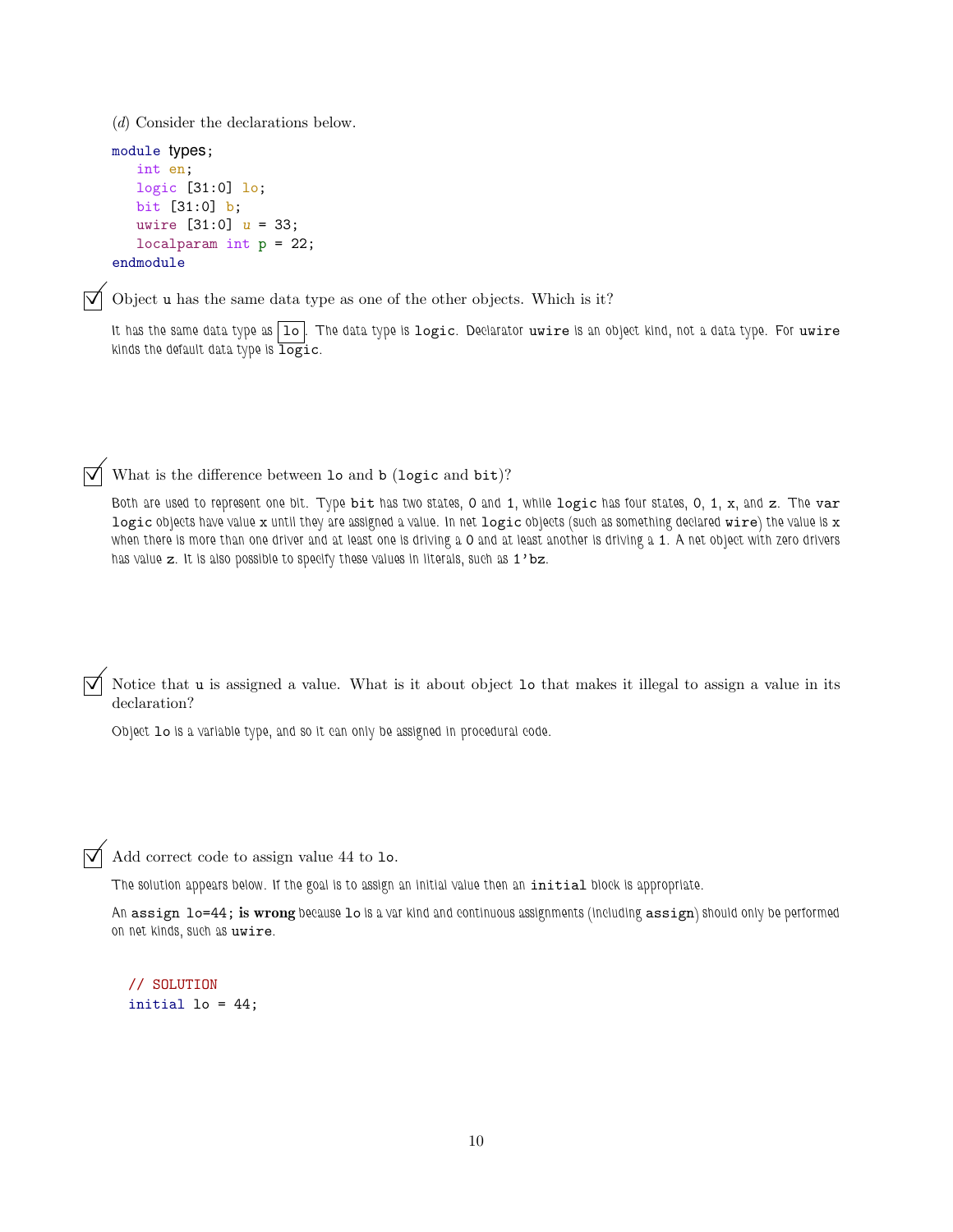(*d*) Consider the declarations below.

```
module types;
   int en;
   logic [31:0] lo;
   bit [31:0] b;
   uwire [31:0] u = 33;
   localparam int p = 22;
endmodule
```

☑ Object `u` has the same data type as one of the other objects. Which is it?

It has the same data type as `lo`. The data type is `logic`. Declarator `uwire` is an object kind, not a data type. For `uwire` kinds the default data type is `logic`.

☑ What is the difference between `lo` and `b` (`logic` and `bit`)?

Both are used to represent one bit. Type `bit` has two states, 0 and 1, while `logic` has four states, 0, 1, x, and z. The `var logic` objects have value x until they are assigned a value. In net `logic` objects (such as something declared `wire`) the value is x when there is more than one driver and at least one is driving a 0 and at least another is driving a 1. A net object with zero drivers has value z. It is also possible to specify these values in literals, such as `1'bz`.

☑ Notice that `u` is assigned a value. What is it about object `lo` that makes it illegal to assign a value in its declaration?

Object `lo` is a variable type, and so it can only be assigned in procedural code.

☑ Add correct code to assign value 44 to `lo`.

The solution appears below. If the goal is to assign an initial value then an `initial` block is appropriate.

An `assign lo=44;` **is wrong** because `lo` is a var kind and continuous assignments (including `assign`) should only be performed on net kinds, such as `uwire`.

```
// SOLUTION
initial lo = 44;
```